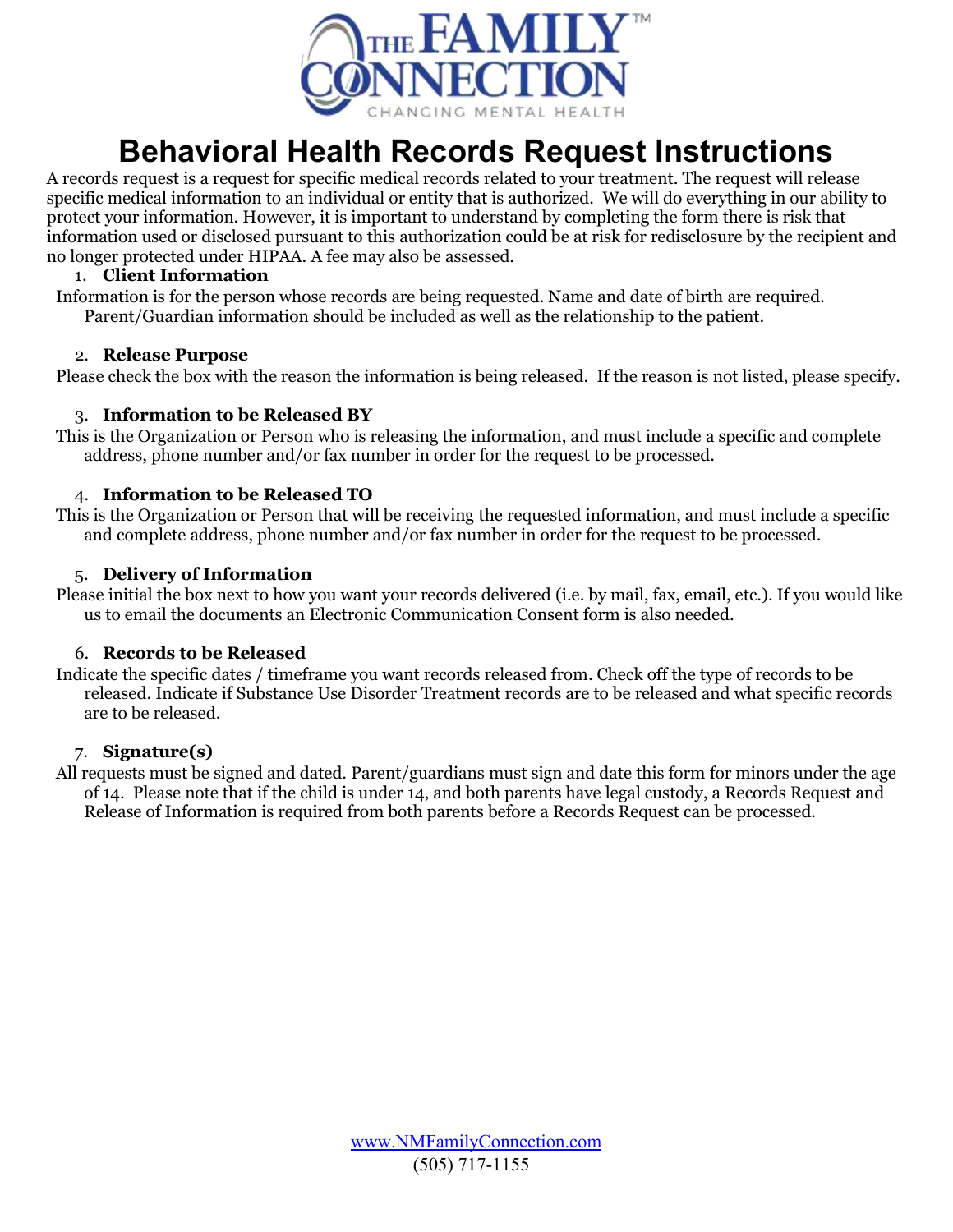# Behavioral Health Records Request Instructions

A records request is a request for specific medical records related to your treatment. The request will release specific medical information to an individual or entity that is authorized. We will do everything in our ability to protect your information. However, it is important to understand by completing the form there is risk that information used or disclosed pursuant to this authorization could be at risk for redisclosure by the recipient and no longer protected under HIPAA. A fee may also be assessed.

1. **Client Information**

Information is for the person whose records are being requested. Name and date of birth are required. Parent/Guardian information should be included as well as the relationship to the patient.

2. **Release Purpose**

Please check the box with the reason the information is being released. If the reason is not listed, please specify.

3. **Information to be Released BY**

This is the Organization or Person who is releasing the information, and must include a specific and complete address, phone number and/or fax number in order for the request to be processed.

4. **Information to be Released TO**

This is the Organization or Person that will be receiving the requested information, and must include a specific and complete address, phone number and/or fax number in order for the request to be processed.

5. **Delivery of Information**

Please initial the box next to how you want your records delivered (i.e. by mail, fax, email, etc.). If you would like us to email the documents an Electronic Communication Consent form is also needed.

6. **Records to be Released**

Indicate the specific dates / timeframe you want records released from. Check off the type of records to be released. Indicate if Substance Use Disorder Treatment records are to be released and what specific records are to be released.

7. **Signature(s)**

All requests must be signed and dated. Parent/guardians must sign and date this form for minors under the age of 14. Please note that if the child is under 14, and both parents have legal custody, a Records Request and Release of Information is required from both parents before a Records Request can be processed.

www.NMFamilyConnection.com
(505) 717-1155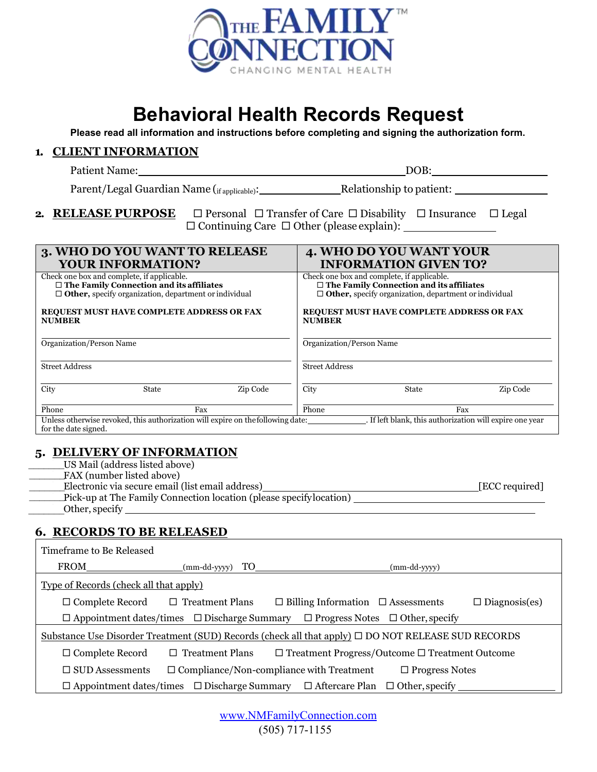THE FAMILY CONNECTION™
CHANGING MENTAL HEALTH

# Behavioral Health Records Request

**Please read all information and instructions before completing and signing the authorization form.**

## 1. CLIENT INFORMATION

Patient Name: ______________________________ DOB: ______________

Parent/Legal Guardian Name (if applicable): ______________ Relationship to patient: ______________

## 2. RELEASE PURPOSE

☐ Personal ☐ Transfer of Care ☐ Disability ☐ Insurance ☐ Legal ☐ Continuing Care ☐ Other (please explain): ______________

| 3. WHO DO YOU WANT TO RELEASE YOUR INFORMATION? | 4. WHO DO YOU WANT YOUR INFORMATION GIVEN TO? |
|---|---|
| Check one box and complete, if applicable.<br>☐ **The Family Connection and its affiliates**<br>☐ **Other,** specify organization, department or individual | Check one box and complete, if applicable.<br>☐ **The Family Connection and its affiliates**<br>☐ **Other,** specify organization, department or individual |
| **REQUEST MUST HAVE COMPLETE ADDRESS OR FAX NUMBER** | **REQUEST MUST HAVE COMPLETE ADDRESS OR FAX NUMBER** |
| Organization/Person Name | Organization/Person Name |
| Street Address | Street Address |
| City State Zip Code | City State Zip Code |
| Phone Fax | Phone Fax |

Unless otherwise revoked, this authorization will expire on the following date: ______________. If left blank, this authorization will expire one year for the date signed.

## 5. DELIVERY OF INFORMATION

______ US Mail (address listed above)
______ FAX (number listed above)
______ Electronic via secure email (list email address) ______________________________ [ECC required]
______ Pick-up at The Family Connection location (please specify location) ______________________________
______ Other, specify ______________________________

## 6. RECORDS TO BE RELEASED

Timeframe to Be Released

FROM ______________ (mm-dd-yyyy) TO ______________ (mm-dd-yyyy)

Type of Records (check all that apply)

☐ Complete Record ☐ Treatment Plans ☐ Billing Information ☐ Assessments ☐ Diagnosis(es)
☐ Appointment dates/times ☐ Discharge Summary ☐ Progress Notes ☐ Other, specify

Substance Use Disorder Treatment (SUD) Records (check all that apply) ☐ DO NOT RELEASE SUD RECORDS

☐ Complete Record ☐ Treatment Plans ☐ Treatment Progress/Outcome ☐ Treatment Outcome
☐ SUD Assessments ☐ Compliance/Non-compliance with Treatment ☐ Progress Notes
☐ Appointment dates/times ☐ Discharge Summary ☐ Aftercare Plan ☐ Other, specify ______________

www.NMFamilyConnection.com
(505) 717-1155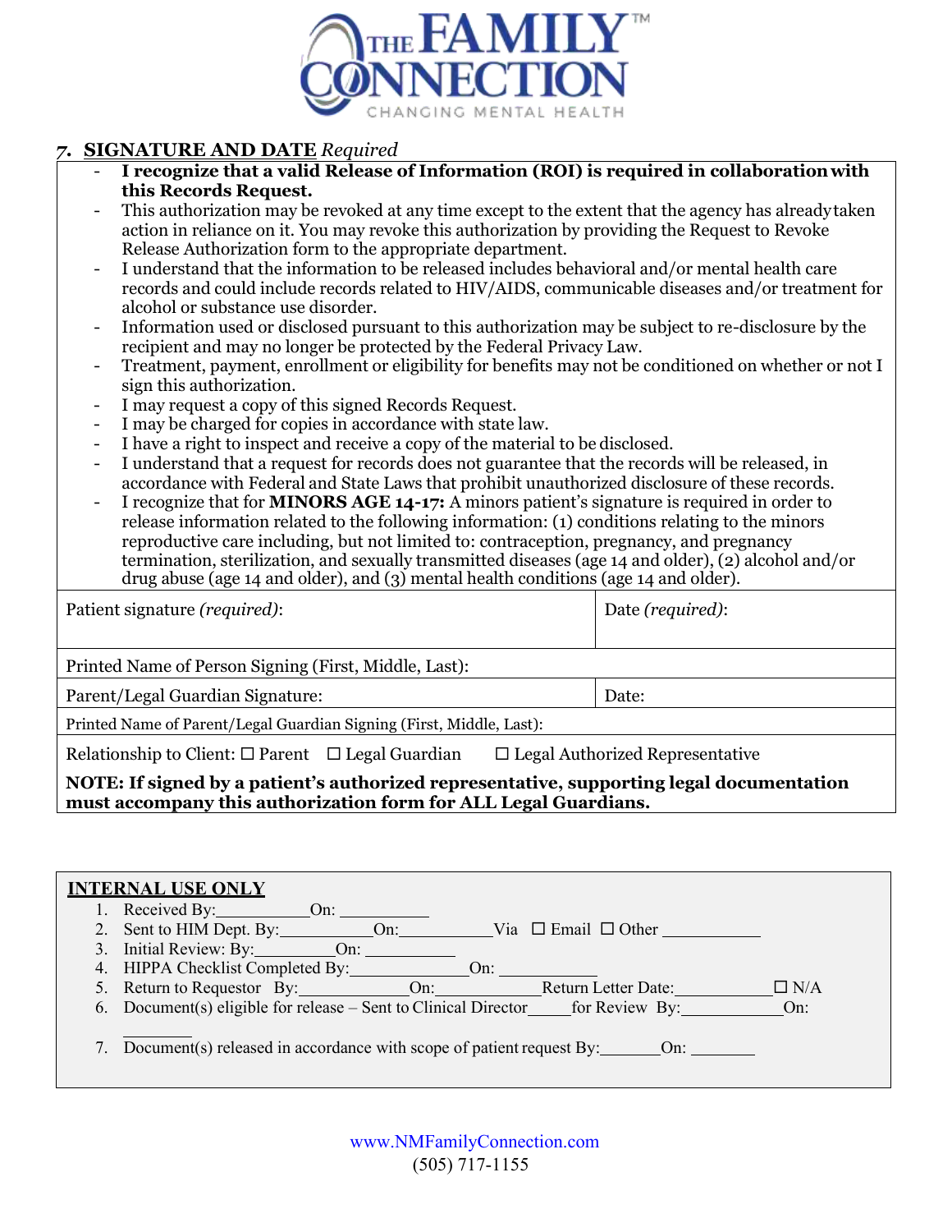# THE FAMILY CONNECTION™

CHANGING MENTAL HEALTH

## *7.* SIGNATURE AND DATE *Required*

- **I recognize that a valid Release of Information (ROI) is required in collaboration with this Records Request.**
- This authorization may be revoked at any time except to the extent that the agency has already taken action in reliance on it. You may revoke this authorization by providing the Request to Revoke Release Authorization form to the appropriate department.
- I understand that the information to be released includes behavioral and/or mental health care records and could include records related to HIV/AIDS, communicable diseases and/or treatment for alcohol or substance use disorder.
- Information used or disclosed pursuant to this authorization may be subject to re-disclosure by the recipient and may no longer be protected by the Federal Privacy Law.
- Treatment, payment, enrollment or eligibility for benefits may not be conditioned on whether or not I sign this authorization.
- I may request a copy of this signed Records Request.
- I may be charged for copies in accordance with state law.
- I have a right to inspect and receive a copy of the material to be disclosed.
- I understand that a request for records does not guarantee that the records will be released, in accordance with Federal and State Laws that prohibit unauthorized disclosure of these records.
- I recognize that for **MINORS AGE 14-17:** A minors patient's signature is required in order to release information related to the following information: (1) conditions relating to the minors reproductive care including, but not limited to: contraception, pregnancy, and pregnancy termination, sterilization, and sexually transmitted diseases (age 14 and older), (2) alcohol and/or drug abuse (age 14 and older), and (3) mental health conditions (age 14 and older).

| | |
|---|---|
| Patient signature *(required)*: | Date *(required)*: |
| Printed Name of Person Signing (First, Middle, Last): | |
| Parent/Legal Guardian Signature: | Date: |
| Printed Name of Parent/Legal Guardian Signing (First, Middle, Last): | |
| Relationship to Client: ☐ Parent ☐ Legal Guardian ☐ Legal Authorized Representative | |

**NOTE: If signed by a patient's authorized representative, supporting legal documentation must accompany this authorization form for ALL Legal Guardians.**

**INTERNAL USE ONLY**

1. Received By:__________ On: __________
2. Sent to HIM Dept. By:__________ On:__________ Via ☐ Email ☐ Other __________
3. Initial Review: By:__________ On: __________
4. HIPPA Checklist Completed By:__________ On: __________
5. Return to Requestor By:__________ On:__________ Return Letter Date:__________ ☐ N/A
6. Document(s) eligible for release – Sent to Clinical Director_____ for Review By:__________ On: ________
7. Document(s) released in accordance with scope of patient request By:_______ On: _______

www.NMFamilyConnection.com

(505) 717-1155